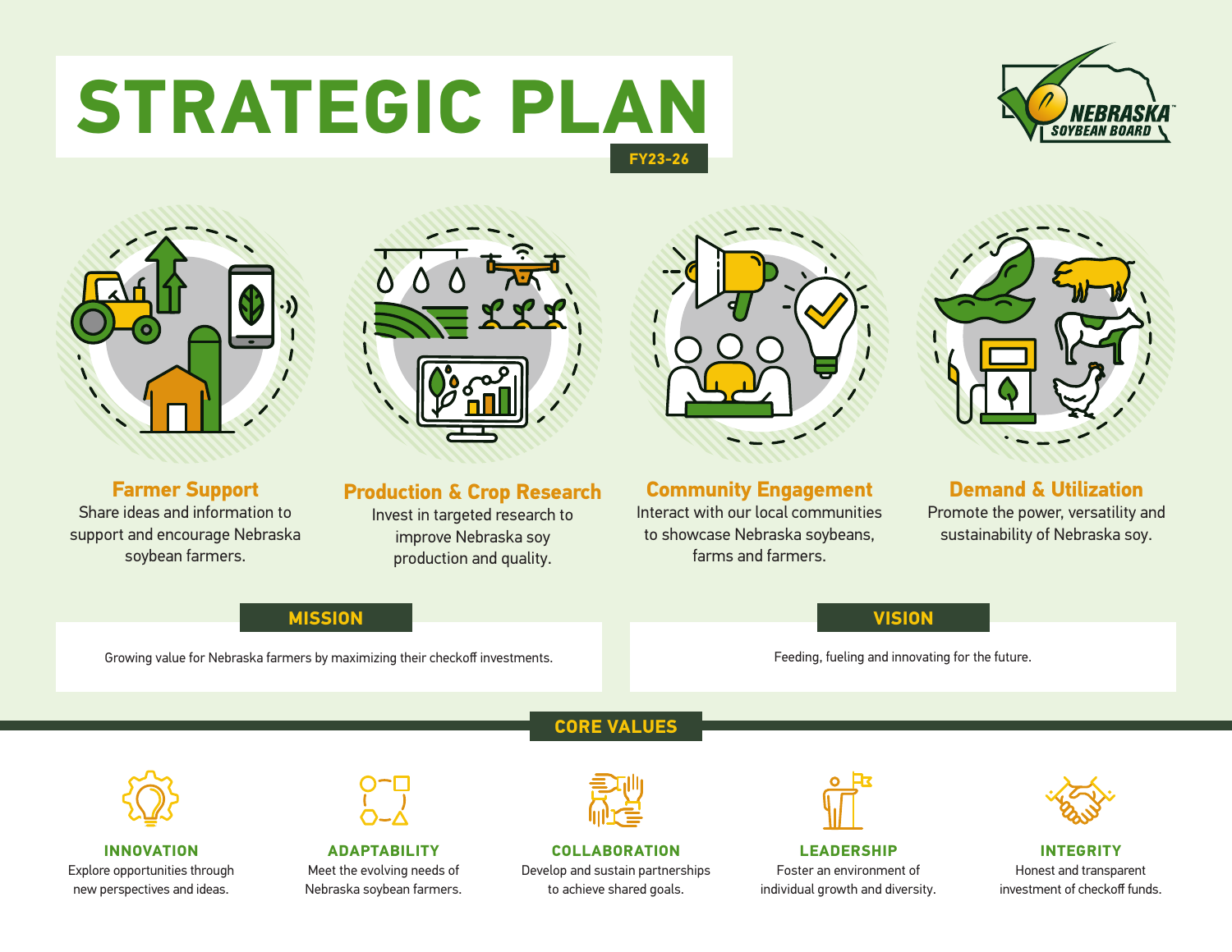# STRATEGIC PLAN

FY23-26

NEBRASKA SOYBEAN BOARD

### Farmer Support

Share ideas and information to support and encourage Nebraska soybean farmers.

### Production & Crop Research

Invest in targeted research to improve Nebraska soy production and quality.

### Community Engagement

Interact with our local communities to showcase Nebraska soybeans, farms and farmers.

### Demand & Utilization

Promote the power, versatility and sustainability of Nebraska soy.

## MISSION

Growing value for Nebraska farmers by maximizing their checkoff investments.

## VISION

Feeding, fueling and innovating for the future.

## CORE VALUES

**INNOVATION**
Explore opportunities through new perspectives and ideas.

**ADAPTABILITY**
Meet the evolving needs of Nebraska soybean farmers.

**COLLABORATION**
Develop and sustain partnerships to achieve shared goals.

**LEADERSHIP**
Foster an environment of individual growth and diversity.

**INTEGRITY**
Honest and transparent investment of checkoff funds.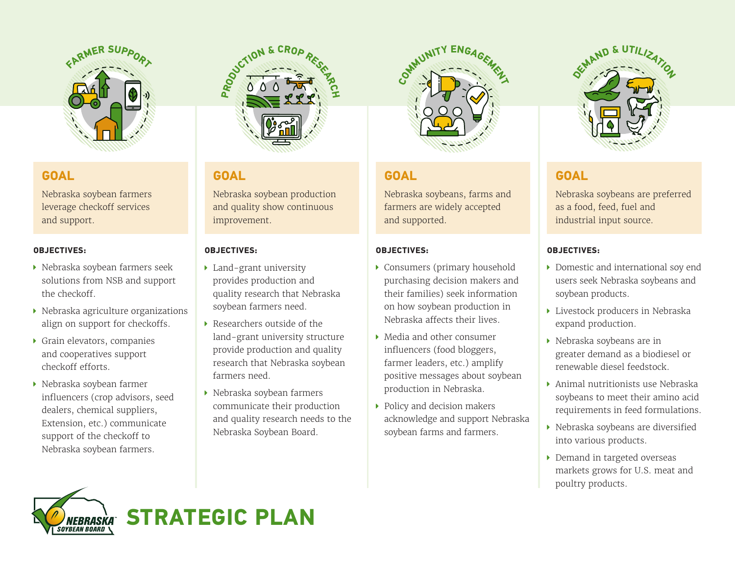# STRATEGIC PLAN

Nebraska Soybean Board

## Farmer Support

### GOAL

Nebraska soybean farmers leverage checkoff services and support.

**OBJECTIVES:**

- Nebraska soybean farmers seek solutions from NSB and support the checkoff.
- Nebraska agriculture organizations align on support for checkoffs.
- Grain elevators, companies and cooperatives support checkoff efforts.
- Nebraska soybean farmer influencers (crop advisors, seed dealers, chemical suppliers, Extension, etc.) communicate support of the checkoff to Nebraska soybean farmers.

## Production & Crop Research

### GOAL

Nebraska soybean production and quality show continuous improvement.

**OBJECTIVES:**

- Land-grant university provides production and quality research that Nebraska soybean farmers need.
- Researchers outside of the land-grant university structure provide production and quality research that Nebraska soybean farmers need.
- Nebraska soybean farmers communicate their production and quality research needs to the Nebraska Soybean Board.

## Community Engagement

### GOAL

Nebraska soybeans, farms and farmers are widely accepted and supported.

**OBJECTIVES:**

- Consumers (primary household purchasing decision makers and their families) seek information on how soybean production in Nebraska affects their lives.
- Media and other consumer influencers (food bloggers, farmer leaders, etc.) amplify positive messages about soybean production in Nebraska.
- Policy and decision makers acknowledge and support Nebraska soybean farms and farmers.

## Demand & Utilization

### GOAL

Nebraska soybeans are preferred as a food, feed, fuel and industrial input source.

**OBJECTIVES:**

- Domestic and international soy end users seek Nebraska soybeans and soybean products.
- Livestock producers in Nebraska expand production.
- Nebraska soybeans are in greater demand as a biodiesel or renewable diesel feedstock.
- Animal nutritionists use Nebraska soybeans to meet their amino acid requirements in feed formulations.
- Nebraska soybeans are diversified into various products.
- Demand in targeted overseas markets grows for U.S. meat and poultry products.